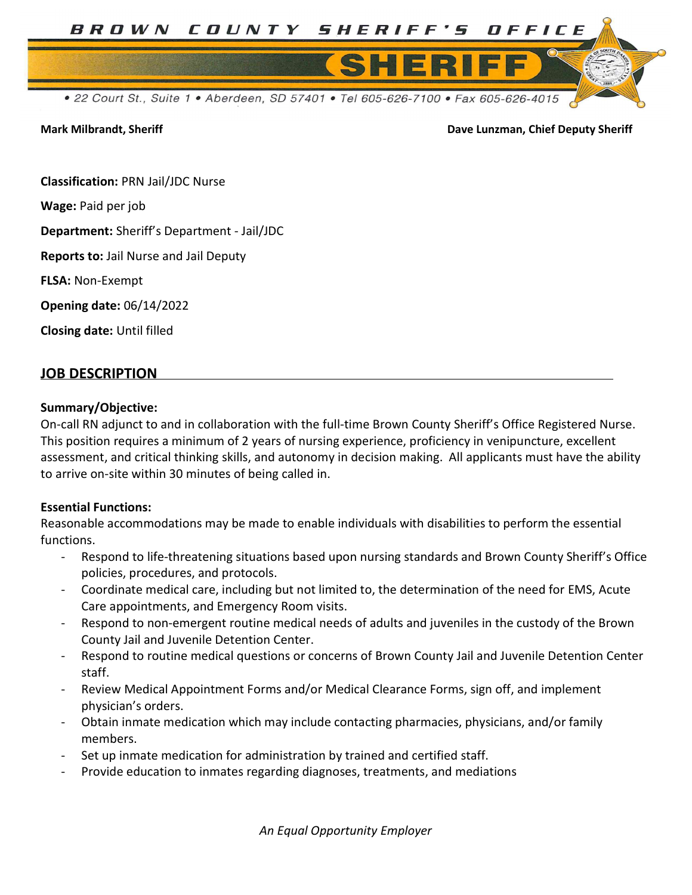# BROWN COUNTY SHERIFF'S OFFICE

## SHERIFF

• 22 Court St., Suite 1 • Aberdeen, SD 57401 • Tel 605-626-7100 • Fax 605-626-4015

**Mark Milbrandt, Sheriff** **Dave Lunzman, Chief Deputy Sheriff**

**Classification:** PRN Jail/JDC Nurse

**Wage:** Paid per job

**Department:** Sheriff's Department - Jail/JDC

**Reports to:** Jail Nurse and Jail Deputy

**FLSA:** Non-Exempt

**Opening date:** 06/14/2022

**Closing date:** Until filled

## JOB DESCRIPTION

### Summary/Objective:

On-call RN adjunct to and in collaboration with the full-time Brown County Sheriff's Office Registered Nurse. This position requires a minimum of 2 years of nursing experience, proficiency in venipuncture, excellent assessment, and critical thinking skills, and autonomy in decision making. All applicants must have the ability to arrive on-site within 30 minutes of being called in.

### Essential Functions:

Reasonable accommodations may be made to enable individuals with disabilities to perform the essential functions.

- Respond to life-threatening situations based upon nursing standards and Brown County Sheriff's Office policies, procedures, and protocols.
- Coordinate medical care, including but not limited to, the determination of the need for EMS, Acute Care appointments, and Emergency Room visits.
- Respond to non-emergent routine medical needs of adults and juveniles in the custody of the Brown County Jail and Juvenile Detention Center.
- Respond to routine medical questions or concerns of Brown County Jail and Juvenile Detention Center staff.
- Review Medical Appointment Forms and/or Medical Clearance Forms, sign off, and implement physician's orders.
- Obtain inmate medication which may include contacting pharmacies, physicians, and/or family members.
- Set up inmate medication for administration by trained and certified staff.
- Provide education to inmates regarding diagnoses, treatments, and mediations

*An Equal Opportunity Employer*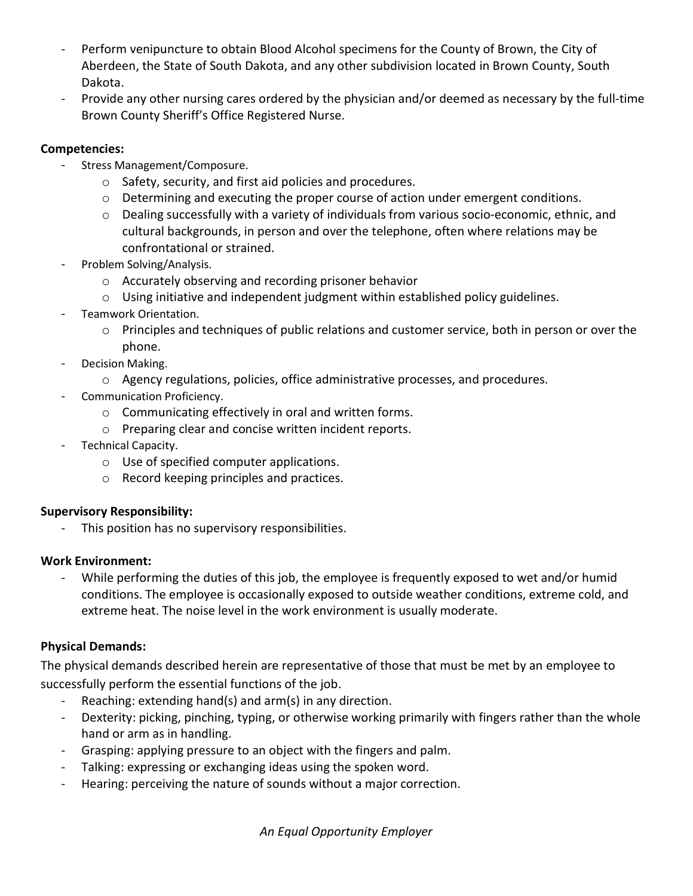- Perform venipuncture to obtain Blood Alcohol specimens for the County of Brown, the City of Aberdeen, the State of South Dakota, and any other subdivision located in Brown County, South Dakota.
- Provide any other nursing cares ordered by the physician and/or deemed as necessary by the full-time Brown County Sheriff's Office Registered Nurse.

**Competencies:**

- Stress Management/Composure.
  - Safety, security, and first aid policies and procedures.
  - Determining and executing the proper course of action under emergent conditions.
  - Dealing successfully with a variety of individuals from various socio-economic, ethnic, and cultural backgrounds, in person and over the telephone, often where relations may be confrontational or strained.
- Problem Solving/Analysis.
  - Accurately observing and recording prisoner behavior
  - Using initiative and independent judgment within established policy guidelines.
- Teamwork Orientation.
  - Principles and techniques of public relations and customer service, both in person or over the phone.
- Decision Making.
  - Agency regulations, policies, office administrative processes, and procedures.
- Communication Proficiency.
  - Communicating effectively in oral and written forms.
  - Preparing clear and concise written incident reports.
- Technical Capacity.
  - Use of specified computer applications.
  - Record keeping principles and practices.

**Supervisory Responsibility:**

- This position has no supervisory responsibilities.

**Work Environment:**

- While performing the duties of this job, the employee is frequently exposed to wet and/or humid conditions. The employee is occasionally exposed to outside weather conditions, extreme cold, and extreme heat. The noise level in the work environment is usually moderate.

**Physical Demands:**

The physical demands described herein are representative of those that must be met by an employee to successfully perform the essential functions of the job.

- Reaching: extending hand(s) and arm(s) in any direction.
- Dexterity: picking, pinching, typing, or otherwise working primarily with fingers rather than the whole hand or arm as in handling.
- Grasping: applying pressure to an object with the fingers and palm.
- Talking: expressing or exchanging ideas using the spoken word.
- Hearing: perceiving the nature of sounds without a major correction.

*An Equal Opportunity Employer*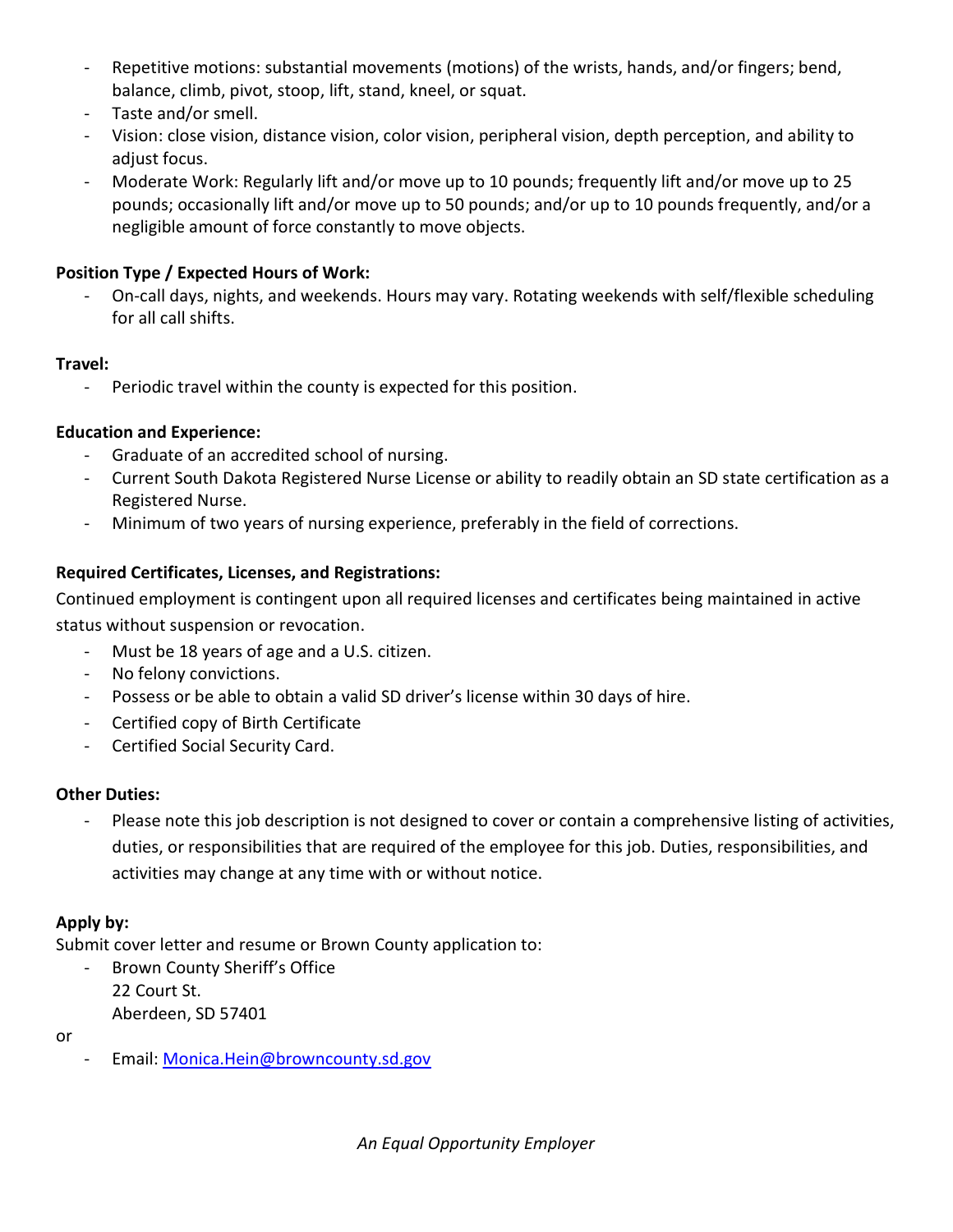- Repetitive motions: substantial movements (motions) of the wrists, hands, and/or fingers; bend, balance, climb, pivot, stoop, lift, stand, kneel, or squat.
- Taste and/or smell.
- Vision: close vision, distance vision, color vision, peripheral vision, depth perception, and ability to adjust focus.
- Moderate Work: Regularly lift and/or move up to 10 pounds; frequently lift and/or move up to 25 pounds; occasionally lift and/or move up to 50 pounds; and/or up to 10 pounds frequently, and/or a negligible amount of force constantly to move objects.

**Position Type / Expected Hours of Work:**

- On-call days, nights, and weekends. Hours may vary. Rotating weekends with self/flexible scheduling for all call shifts.

**Travel:**

- Periodic travel within the county is expected for this position.

**Education and Experience:**

- Graduate of an accredited school of nursing.
- Current South Dakota Registered Nurse License or ability to readily obtain an SD state certification as a Registered Nurse.
- Minimum of two years of nursing experience, preferably in the field of corrections.

**Required Certificates, Licenses, and Registrations:**

Continued employment is contingent upon all required licenses and certificates being maintained in active status without suspension or revocation.

- Must be 18 years of age and a U.S. citizen.
- No felony convictions.
- Possess or be able to obtain a valid SD driver's license within 30 days of hire.
- Certified copy of Birth Certificate
- Certified Social Security Card.

**Other Duties:**

- Please note this job description is not designed to cover or contain a comprehensive listing of activities, duties, or responsibilities that are required of the employee for this job. Duties, responsibilities, and activities may change at any time with or without notice.

**Apply by:**

Submit cover letter and resume or Brown County application to:

- Brown County Sheriff's Office
  22 Court St.
  Aberdeen, SD 57401

or

- Email: Monica.Hein@browncounty.sd.gov

*An Equal Opportunity Employer*